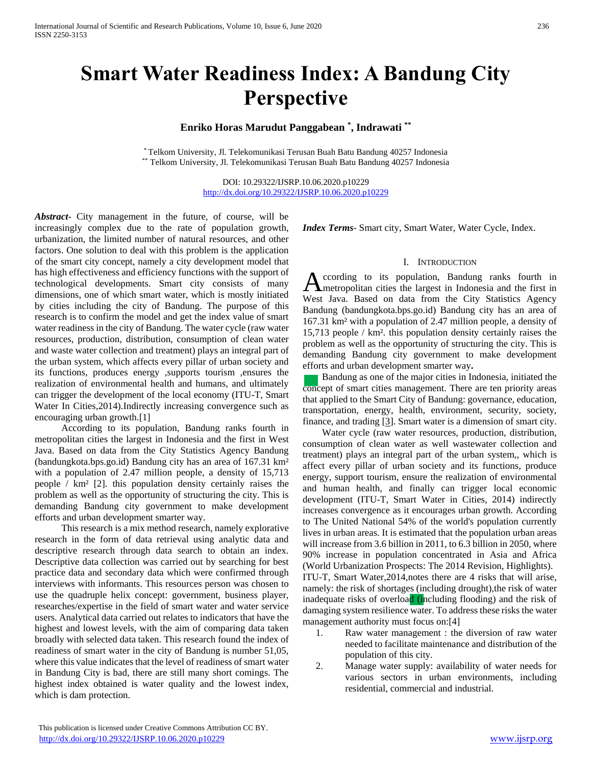# Smart Water Readiness Index: A Bandung City Perspective

**Enriko Horas Marudut Panggabean [*], Indrawati [**]**

[*] Telkom University, Jl. Telekomunikasi Terusan Buah Batu Bandung 40257 Indonesia
[**] Telkom University, Jl. Telekomunikasi Terusan Buah Batu Bandung 40257 Indonesia

DOI: 10.29322/IJSRP.10.06.2020.p10229
http://dx.doi.org/10.29322/IJSRP.10.06.2020.p10229

***Abstract***- City management in the future, of course, will be increasingly complex due to the rate of population growth, urbanization, the limited number of natural resources, and other factors. One solution to deal with this problem is the application of the smart city concept, namely a city development model that has high effectiveness and efficiency functions with the support of technological developments. Smart city consists of many dimensions, one of which smart water, which is mostly initiated by cities including the city of Bandung. The purpose of this research is to confirm the model and get the index value of smart water readiness in the city of Bandung. The water cycle (raw water resources, production, distribution, consumption of clean water and waste water collection and treatment) plays an integral part of the urban system, which affects every pillar of urban society and its functions, produces energy ,supports tourism ,ensures the realization of environmental health and humans, and ultimately can trigger the development of the local economy (ITU-T, Smart Water In Cities,2014).Indirectly increasing convergence such as encouraging urban growth.[1]

According to its population, Bandung ranks fourth in metropolitan cities the largest in Indonesia and the first in West Java. Based on data from the City Statistics Agency Bandung (bandungkota.bps.go.id) Bandung city has an area of 167.31 km² with a population of 2.47 million people, a density of 15,713 people / km² [2]. this population density certainly raises the problem as well as the opportunity of structuring the city. This is demanding Bandung city government to make development efforts and urban development smarter way.

This research is a mix method research, namely explorative research in the form of data retrieval using analytic data and descriptive research through data search to obtain an index. Descriptive data collection was carried out by searching for best practice data and secondary data which were confirmed through interviews with informants. This resources person was chosen to use the quadruple helix concept: government, business player, researches/expertise in the field of smart water and water service users. Analytical data carried out relates to indicators that have the highest and lowest levels, with the aim of comparing data taken broadly with selected data taken. This research found the index of readiness of smart water in the city of Bandung is number 51,05, where this value indicates that the level of readiness of smart water in Bandung City is bad, there are still many short comings. The highest index obtained is water quality and the lowest index, which is dam protection.

***Index Terms***- Smart city, Smart Water, Water Cycle, Index.

## I. Introduction

According to its population, Bandung ranks fourth in metropolitan cities the largest in Indonesia and the first in West Java. Based on data from the City Statistics Agency Bandung (bandungkota.bps.go.id) Bandung city has an area of 167.31 km² with a population of 2.47 million people, a density of 15,713 people / km². this population density certainly raises the problem as well as the opportunity of structuring the city. This is demanding Bandung city government to make development efforts and urban development smarter way**.**

Bandung as one of the major cities in Indonesia, initiated the concept of smart cities management. There are ten priority areas that applied to the Smart City of Bandung: governance, education, transportation, energy, health, environment, security, society, finance, and trading [3]. Smart water is a dimension of smart city.

Water cycle (raw water resources, production, distribution, consumption of clean water as well wastewater collection and treatment) plays an integral part of the urban system,, which is affect every pillar of urban society and its functions, produce energy, support tourism, ensure the realization of environmental and human health, and finally can trigger local economic development (ITU-T, Smart Water in Cities, 2014) indirectly increases convergence as it encourages urban growth. According to The United National 54% of the world's population currently lives in urban areas. It is estimated that the population urban areas will increase from 3.6 billion in 2011, to 6.3 billion in 2050, where 90% increase in population concentrated in Asia and Africa (World Urbanization Prospects: The 2014 Revision, Highlights).
ITU-T, Smart Water,2014,notes there are 4 risks that will arise, namely: the risk of shortages (including drought),the risk of water inadequate risks of overload (including flooding) and the risk of damaging system resilience water. To address these risks the water management authority must focus on:[4]

1. Raw water management : the diversion of raw water needed to facilitate maintenance and distribution of the population of this city.
2. Manage water supply: availability of water needs for various sectors in urban environments, including residential, commercial and industrial.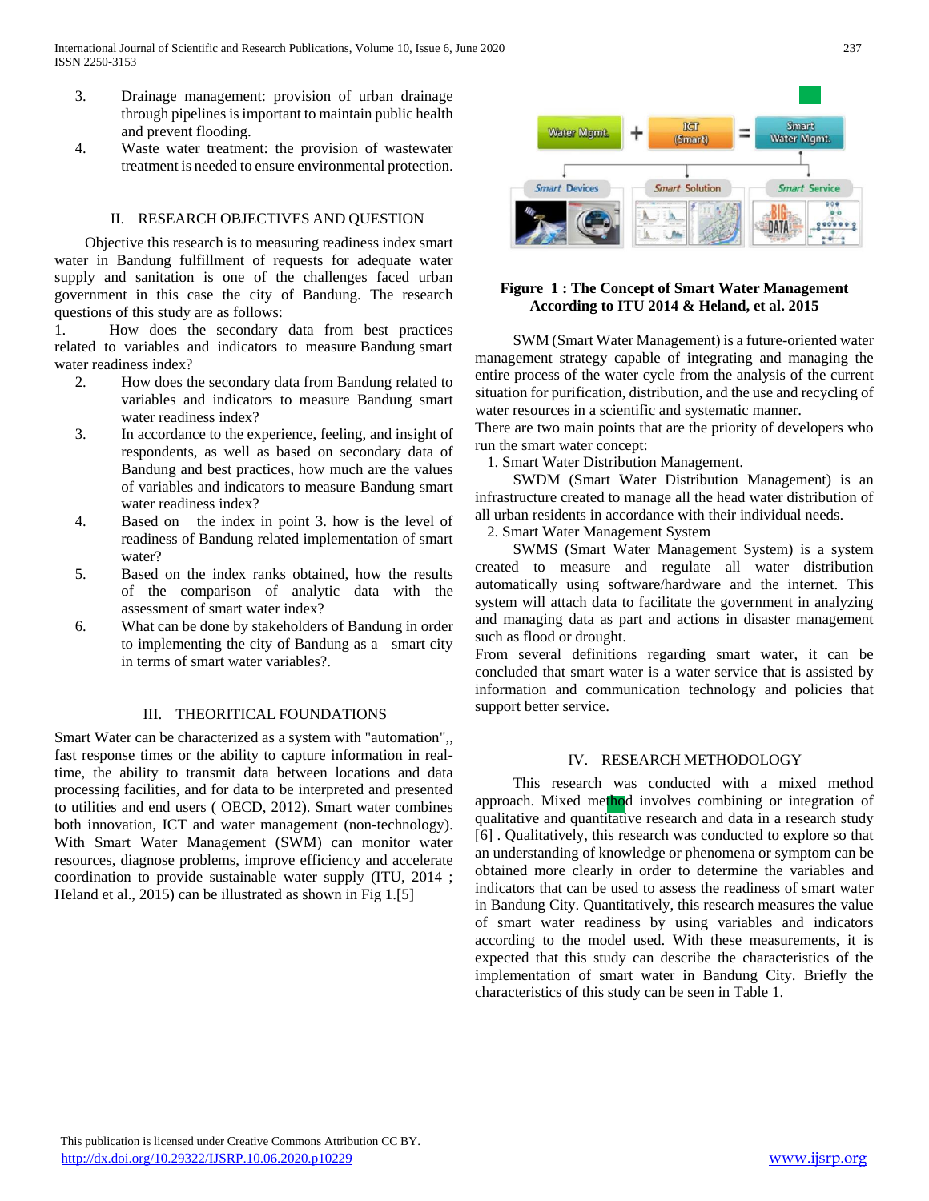3. Drainage management: provision of urban drainage through pipelines is important to maintain public health and prevent flooding.
4. Waste water treatment: the provision of wastewater treatment is needed to ensure environmental protection.

## II. RESEARCH OBJECTIVES AND QUESTION

Objective this research is to measuring readiness index smart water in Bandung fulfillment of requests for adequate water supply and sanitation is one of the challenges faced urban government in this case the city of Bandung. The research questions of this study are as follows:

1. How does the secondary data from best practices related to variables and indicators to measure Bandung smart water readiness index?
2. How does the secondary data from Bandung related to variables and indicators to measure Bandung smart water readiness index?
3. In accordance to the experience, feeling, and insight of respondents, as well as based on secondary data of Bandung and best practices, how much are the values of variables and indicators to measure Bandung smart water readiness index?
4. Based on the index in point 3. how is the level of readiness of Bandung related implementation of smart water?
5. Based on the index ranks obtained, how the results of the comparison of analytic data with the assessment of smart water index?
6. What can be done by stakeholders of Bandung in order to implementing the city of Bandung as a smart city in terms of smart water variables?.

## III. THEORITICAL FOUNDATIONS

Smart Water can be characterized as a system with "automation",, fast response times or the ability to capture information in real-time, the ability to transmit data between locations and data processing facilities, and for data to be interpreted and presented to utilities and end users ( OECD, 2012). Smart water combines both innovation, ICT and water management (non-technology). With Smart Water Management (SWM) can monitor water resources, diagnose problems, improve efficiency and accelerate coordination to provide sustainable water supply (ITU, 2014 ; Heland et al., 2015) can be illustrated as shown in Fig 1.[5]

Water Mgmt. + ICT (Smart) = Smart Water Mgmt.

Smart Devices

Smart Solution

Smart Service

**Figure 1 : The Concept of Smart Water Management According to ITU 2014 & Heland, et al. 2015**

SWM (Smart Water Management) is a future-oriented water management strategy capable of integrating and managing the entire process of the water cycle from the analysis of the current situation for purification, distribution, and the use and recycling of water resources in a scientific and systematic manner.

There are two main points that are the priority of developers who run the smart water concept:

1. Smart Water Distribution Management.

SWDM (Smart Water Distribution Management) is an infrastructure created to manage all the head water distribution of all urban residents in accordance with their individual needs.

2. Smart Water Management System

SWMS (Smart Water Management System) is a system created to measure and regulate all water distribution automatically using software/hardware and the internet. This system will attach data to facilitate the government in analyzing and managing data as part and actions in disaster management such as flood or drought.

From several definitions regarding smart water, it can be concluded that smart water is a water service that is assisted by information and communication technology and policies that support better service.

## IV. RESEARCH METHODOLOGY

This research was conducted with a mixed method approach. Mixed method involves combining or integration of qualitative and quantitative research and data in a research study [6] . Qualitatively, this research was conducted to explore so that an understanding of knowledge or phenomena or symptom can be obtained more clearly in order to determine the variables and indicators that can be used to assess the readiness of smart water in Bandung City. Quantitatively, this research measures the value of smart water readiness by using variables and indicators according to the model used. With these measurements, it is expected that this study can describe the characteristics of the implementation of smart water in Bandung City. Briefly the characteristics of this study can be seen in Table 1.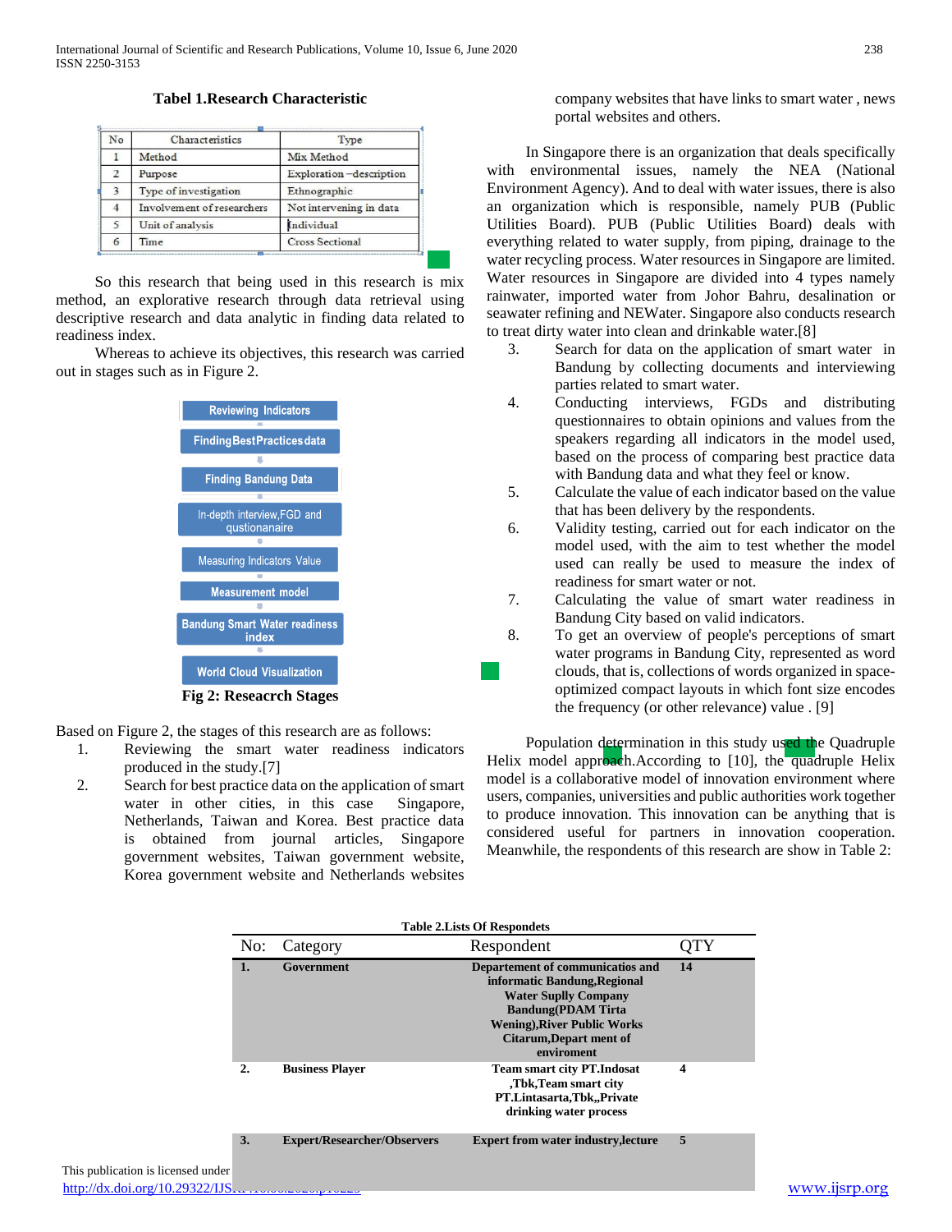**Tabel 1.Research Characteristic**

| No | Characteristics | Type |
|---|---|---|
| 1 | Method | Mix Method |
| 2 | Purpose | Exploration –description |
| 3 | Type of investigation | Ethnographic |
| 4 | Involvement of researchers | Not intervening in data |
| 5 | Unit of analysis | Individual |
| 6 | Time | Cross Sectional |

So this research that being used in this research is mix method, an explorative research through data retrieval using descriptive research and data analytic in finding data related to readiness index.

Whereas to achieve its objectives, this research was carried out in stages such as in Figure 2.

Reviewing Indicators

FindingBestPracticesdata

Finding Bandung Data

In-depth interview,FGD and qustionanaire

Measuring Indicators Value

Measurement model

Bandung Smart Water readiness index

World Cloud Visualization

**Fig 2: Reseacrch Stages**

Based on Figure 2, the stages of this research are as follows:

1. Reviewing the smart water readiness indicators produced in the study.[7]
2. Search for best practice data on the application of smart water in other cities, in this case Singapore, Netherlands, Taiwan and Korea. Best practice data is obtained from journal articles, Singapore government websites, Taiwan government website, Korea government website and Netherlands websites company websites that have links to smart water , news portal websites and others.

   In Singapore there is an organization that deals specifically with environmental issues, namely the NEA (National Environment Agency). And to deal with water issues, there is also an organization which is responsible, namely PUB (Public Utilities Board). PUB (Public Utilities Board) deals with everything related to water supply, from piping, drainage to the water recycling process. Water resources in Singapore are limited. Water resources in Singapore are divided into 4 types namely rainwater, imported water from Johor Bahru, desalination or seawater refining and NEWater. Singapore also conducts research to treat dirty water into clean and drinkable water.[8]

3. Search for data on the application of smart water in Bandung by collecting documents and interviewing parties related to smart water.
4. Conducting interviews, FGDs and distributing questionnaires to obtain opinions and values from the speakers regarding all indicators in the model used, based on the process of comparing best practice data with Bandung data and what they feel or know.
5. Calculate the value of each indicator based on the value that has been delivery by the respondents.
6. Validity testing, carried out for each indicator on the model used, with the aim to test whether the model used can really be used to measure the index of readiness for smart water or not.
7. Calculating the value of smart water readiness in Bandung City based on valid indicators.
8. To get an overview of people's perceptions of smart water programs in Bandung City, represented as word clouds, that is, collections of words organized in space-optimized compact layouts in which font size encodes the frequency (or other relevance) value . [9]

Population determination in this study used the Quadruple Helix model approach.According to [10], the quadruple Helix model is a collaborative model of innovation environment where users, companies, universities and public authorities work together to produce innovation. This innovation can be anything that is considered useful for partners in innovation cooperation. Meanwhile, the respondents of this research are show in Table 2:

**Table 2.Lists Of Respondets**

| No: | Category | Respondent | QTY |
|---|---|---|---|
| **1.** | **Government** | **Departement of communicatios and informatic Bandung,Regional Water Suplly Company Bandung(PDAM Tirta Wening),River Public Works Citarum,Depart ment of enviroment** | **14** |
| **2.** | **Business Player** | **Team smart city PT.Indosat ,Tbk,Team smart city PT.Lintasarta,Tbk,,Private drinking water process** | **4** |
| **3.** | **Expert/Researcher/Observers** | **Expert from water industry,lecture** | **5** |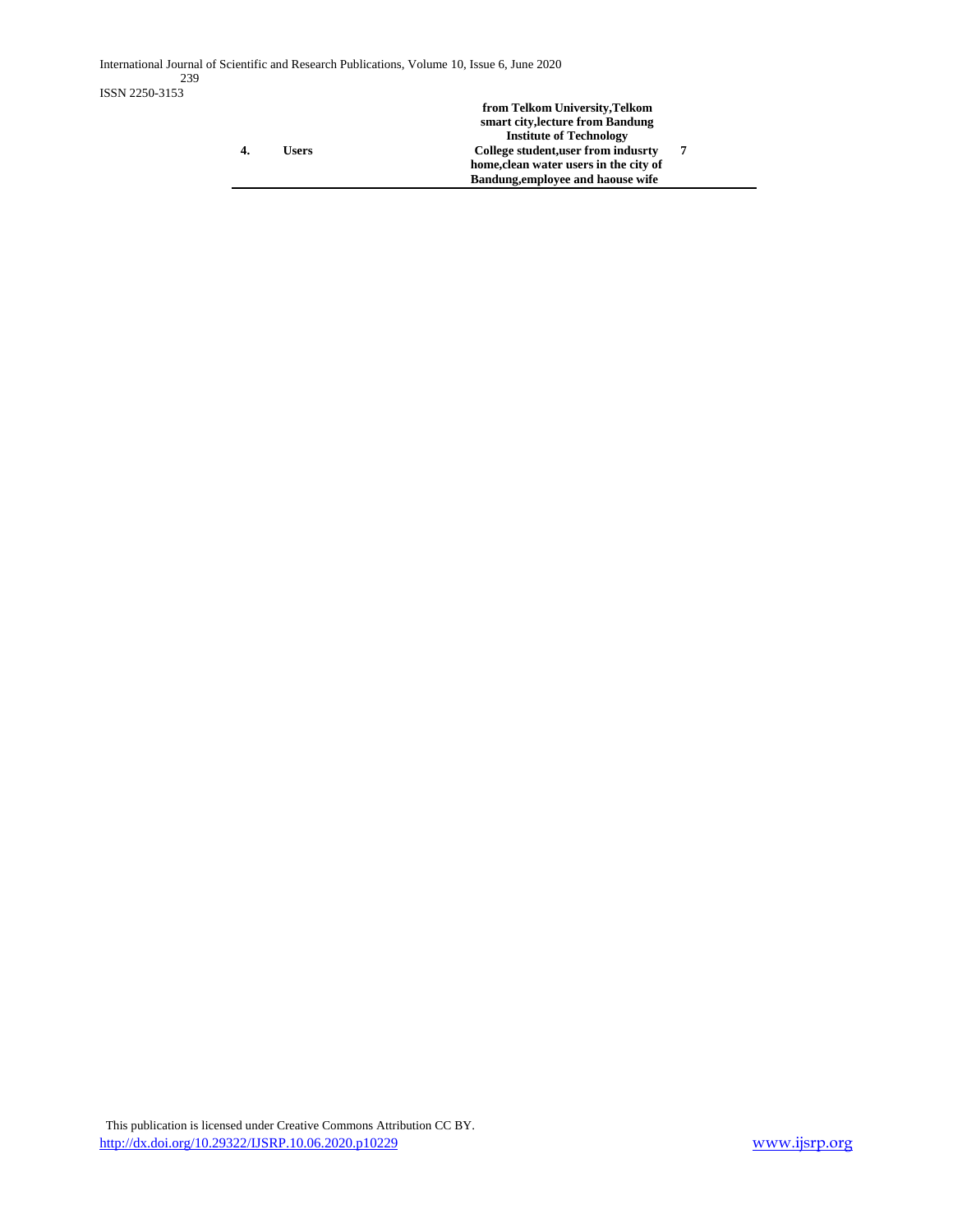| | | | |
|---|---|---|---|
| | | **from Telkom University,Telkom smart city,lecture from Bandung Institute of Technology** | |
| **4.** | **Users** | **College student,user from indusrty home,clean water users in the city of Bandung,employee and haouse wife** | **7** |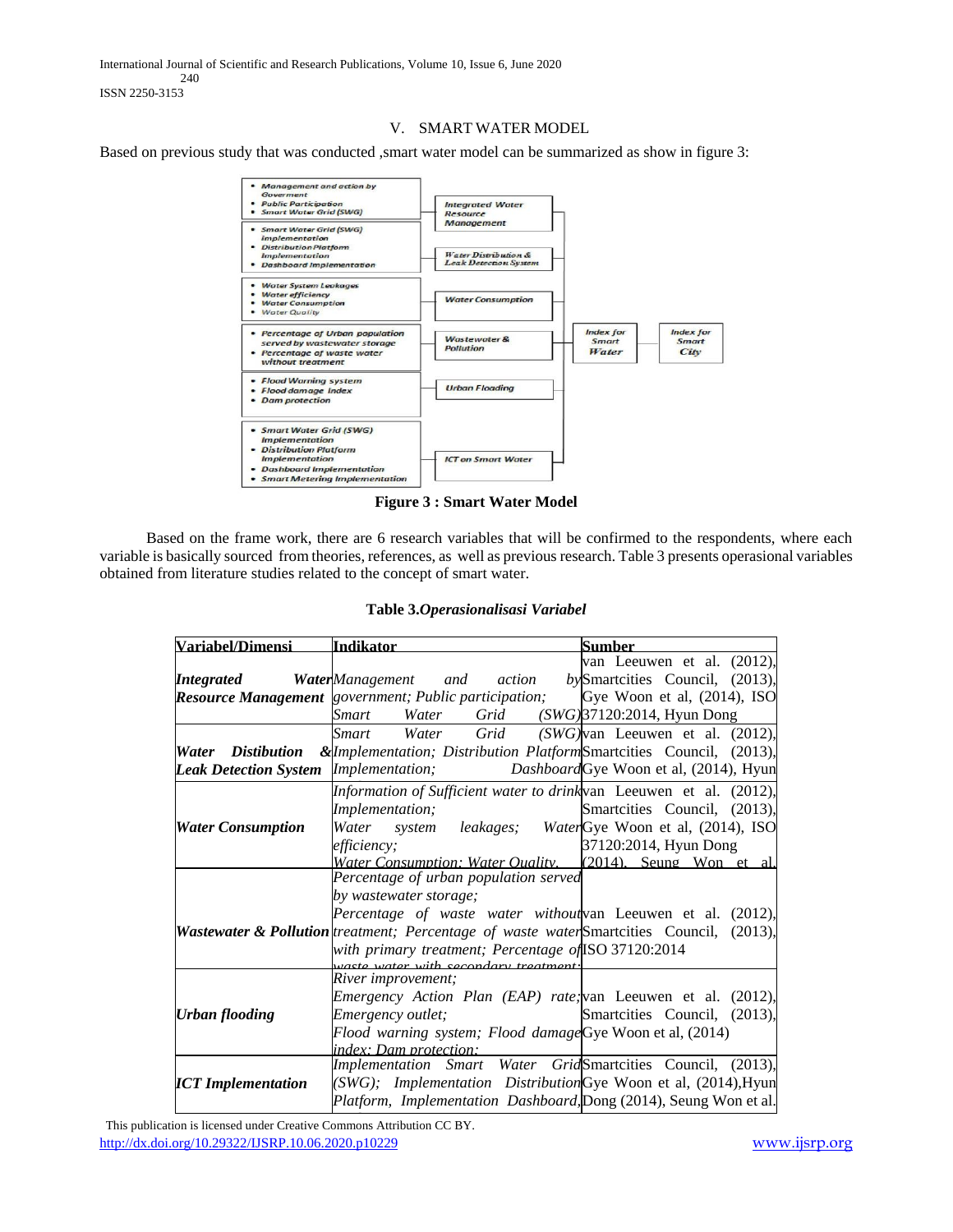## V. SMART WATER MODEL

Based on previous study that was conducted ,smart water model can be summarized as show in figure 3:

- Management and action by Goverment
- Public Participation
- Smart Water Grid (SWG)

Integrated Water Resource Management

- Smart Water Grid (SWG) implementation
- Distribution Platform Implementation
- Dashboard Implementation

Water Distribution & Leak Detection System

- Water System Leakages
- Water efficiency
- Water Consumption
- Water Quality

Water Consumption

- Percentage of Urban population served by wastewater storage
- Percentage of waste water without treatment

Wastewater & Pollution

- Flood Warning system
- Flood damage index
- Dam protection

Urban Flooding

- Smart Water Grid (SWG) Implementation
- Distribution Platform Implementation
- Dashboard Implementation
- Smart Metering Implementation

ICT on Smart Water

Index for Smart Water

Index for Smart City

**Figure 3 : Smart Water Model**

Based on the frame work, there are 6 research variables that will be confirmed to the respondents, where each variable is basically sourced from theories, references, as well as previous research. Table 3 presents operasional variables obtained from literature studies related to the concept of smart water.

**Table 3.*Operasionalisasi Variabel***

| Variabel/Dimensi | Indikator | Sumber |
|---|---|---|
| ***Integrated Water Resource Management*** | *Management and action by government; Public participation; Smart Water Grid (SWG)* | van Leeuwen et al. (2012), Smartcities Council, (2013), Gye Woon et al, (2014), ISO 37120:2014, Hyun Dong |
| ***Water Distibution & Leak Detection System*** | *Smart Water Grid (SWG) Implementation; Distribution Platform Implementation; Dashboard* | van Leeuwen et al. (2012), Smartcities Council, (2013), Gye Woon et al, (2014), Hyun |
| ***Water Consumption*** | *Information of Sufficient water to drink Implementation; Water system leakages; Water efficiency; Water Consumption; Water Quality,* | van Leeuwen et al. (2012), Smartcities Council, (2013), Gye Woon et al, (2014), ISO 37120:2014, Hyun Dong (2014), Seung Won et al. |
| ***Wastewater & Pollution*** | *Percentage of urban population served by wastewater storage; Percentage of waste water without treatment; Percentage of waste water with primary treatment; Percentage of waste water with secondary treatment;* | van Leeuwen et al. (2012), Smartcities Council, (2013), ISO 37120:2014 |
| ***Urban flooding*** | *River improvement; Emergency Action Plan (EAP) rate; Emergency outlet; Flood warning system; Flood damage index; Dam protection;* | van Leeuwen et al. (2012), Smartcities Council, (2013), Gye Woon et al, (2014) |
| ***ICT Implementation*** | *Implementation Smart Water Grid (SWG); Implementation Distribution Platform, Implementation Dashboard,* | Smartcities Council, (2013), Gye Woon et al, (2014),Hyun Dong (2014), Seung Won et al. |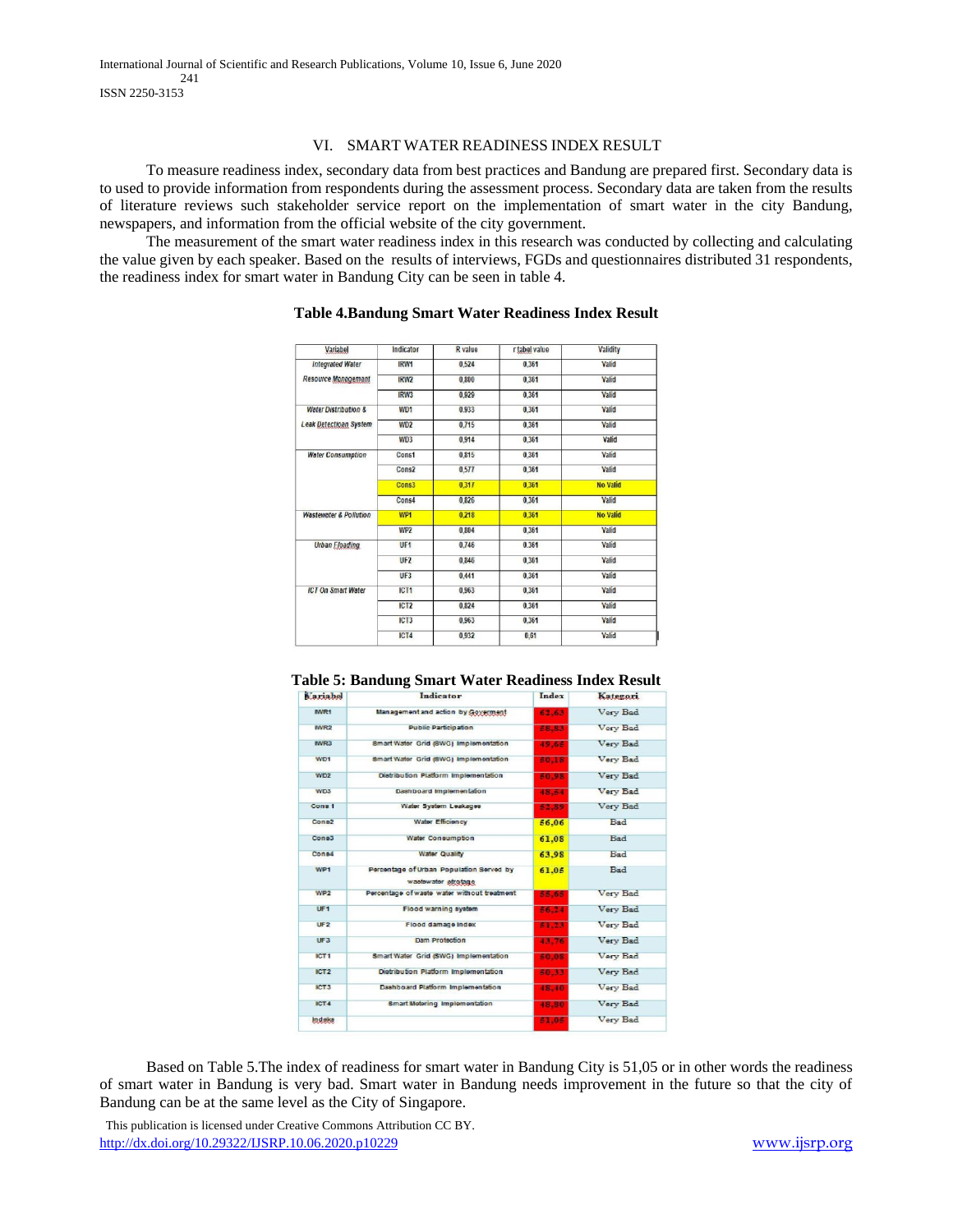## VI. SMART WATER READINESS INDEX RESULT

To measure readiness index, secondary data from best practices and Bandung are prepared first. Secondary data is to used to provide information from respondents during the assessment process. Secondary data are taken from the results of literature reviews such stakeholder service report on the implementation of smart water in the city Bandung, newspapers, and information from the official website of the city government.

The measurement of the smart water readiness index in this research was conducted by collecting and calculating the value given by each speaker. Based on the results of interviews, FGDs and questionnaires distributed 31 respondents, the readiness index for smart water in Bandung City can be seen in table 4.

**Table 4.Bandung Smart Water Readiness Index Result**

| Variabel | Indicator | R value | r tabel value | Validity |
|---|---|---|---|---|
| *Integrated Water Resource Management* | IRW1 | 0,524 | 0,361 | Valid |
| | IRW2 | 0,800 | 0,361 | Valid |
| | IRW3 | 0,929 | 0,361 | Valid |
| *Water Distribution & Leak Detection System* | WD1 | 0,933 | 0,361 | Valid |
| | WD2 | 0,715 | 0,361 | Valid |
| | WD3 | 0,914 | 0,361 | Valid |
| *Water Consumption* | Cons1 | 0,815 | 0,361 | Valid |
| | Cons2 | 0,577 | 0,361 | Valid |
| | Cons3 | 0,317 | 0,361 | No Valid |
| | Cons4 | 0,826 | 0,361 | Valid |
| *Wastewater & Pollution* | WP1 | 0,218 | 0,361 | No Valid |
| | WP2 | 0,804 | 0,361 | Valid |
| *Urban Flooding* | UF1 | 0,746 | 0,361 | Valid |
| | UF2 | 0,846 | 0,361 | Valid |
| | UF3 | 0,441 | 0,361 | Valid |
| *ICT On Smart Water* | ICT1 | 0,963 | 0,361 | Valid |
| | ICT2 | 0,824 | 0,361 | Valid |
| | ICT3 | 0,963 | 0,361 | Valid |
| | ICT4 | 0,932 | 0,61 | Valid |

**Table 5: Bandung Smart Water Readiness Index Result**

| Variabel | Indicator | Index | Kategori |
|---|---|---|---|
| IWR1 | Management and action by Goverment | 52,63 | Very Bad |
| IWR2 | Public Participation | 58,83 | Very Bad |
| IWR3 | Smart Water Grid (SWG) Implementation | 49,65 | Very Bad |
| WD1 | Smart Water Grid (SWG) Implementation | 50,18 | Very Bad |
| WD2 | Distribution Platform Implementation | 50,98 | Very Bad |
| WD3 | Dashboard Implementation | 48,54 | Very Bad |
| Cons 1 | Water System Leakages | 52,89 | Very Bad |
| Cons2 | Water Efficiency | 56,06 | Bad |
| Cons3 | Water Consumption | 61,08 | Bad |
| Cons4 | Water Quality | 63,98 | Bad |
| WP1 | Percentage of Urban Population Served by wastewater storage | 61,05 | Bad |
| WP2 | Percentage of waste water without treatment | 55,65 | Very Bad |
| UF1 | Flood warning system | 56,24 | Very Bad |
| UF2 | Flood damage index | 51,23 | Very Bad |
| UF3 | Dam Protection | 43,76 | Very Bad |
| ICT1 | Smart Water Grid (SWG) Implementation | 50,08 | Very Bad |
| ICT2 | Distribution Platform Implementation | 50,33 | Very Bad |
| ICT3 | Dashboard Platform Implementation | 48,10 | Very Bad |
| ICT4 | Smart Metering Implementation | 48,80 | Very Bad |
| Indeks | | 51,05 | Very Bad |

Based on Table 5.The index of readiness for smart water in Bandung City is 51,05 or in other words the readiness of smart water in Bandung is very bad. Smart water in Bandung needs improvement in the future so that the city of Bandung can be at the same level as the City of Singapore.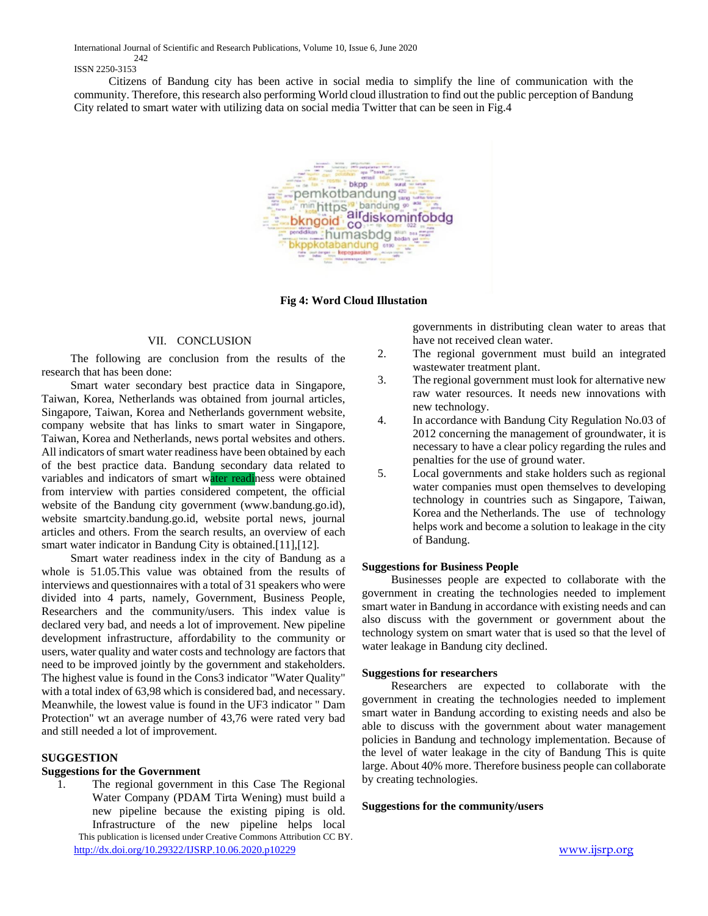Citizens of Bandung city has been active in social media to simplify the line of communication with the community. Therefore, this research also performing World cloud illustration to find out the public perception of Bandung City related to smart water with utilizing data on social media Twitter that can be seen in Fig.4

**Fig 4: Word Cloud Illustation**

## VII. CONCLUSION

The following are conclusion from the results of the research that has been done:

Smart water secondary best practice data in Singapore, Taiwan, Korea, Netherlands was obtained from journal articles, Singapore, Taiwan, Korea and Netherlands government website, company website that has links to smart water in Singapore, Taiwan, Korea and Netherlands, news portal websites and others. All indicators of smart water readiness have been obtained by each of the best practice data. Bandung secondary data related to variables and indicators of smart water readiness were obtained from interview with parties considered competent, the official website of the Bandung city government (www.bandung.go.id), website smartcity.bandung.go.id, website portal news, journal articles and others. From the search results, an overview of each smart water indicator in Bandung City is obtained.[11],[12].

Smart water readiness index in the city of Bandung as a whole is 51.05.This value was obtained from the results of interviews and questionnaires with a total of 31 speakers who were divided into 4 parts, namely, Government, Business People, Researchers and the community/users. This index value is declared very bad, and needs a lot of improvement. New pipeline development infrastructure, affordability to the community or users, water quality and water costs and technology are factors that need to be improved jointly by the government and stakeholders. The highest value is found in the Cons3 indicator "Water Quality" with a total index of 63,98 which is considered bad, and necessary. Meanwhile, the lowest value is found in the UF3 indicator " Dam Protection" wt an average number of 43,76 were rated very bad and still needed a lot of improvement.

## SUGGESTION

### Suggestions for the Government

1. The regional government in this Case The Regional Water Company (PDAM Tirta Wening) must build a new pipeline because the existing piping is old. Infrastructure of the new pipeline helps local governments in distributing clean water to areas that have not received clean water.
2. The regional government must build an integrated wastewater treatment plant.
3. The regional government must look for alternative new raw water resources. It needs new innovations with new technology.
4. In accordance with Bandung City Regulation No.03 of 2012 concerning the management of groundwater, it is necessary to have a clear policy regarding the rules and penalties for the use of ground water.
5. Local governments and stake holders such as regional water companies must open themselves to developing technology in countries such as Singapore, Taiwan, Korea and the Netherlands. The use of technology helps work and become a solution to leakage in the city of Bandung.

### Suggestions for Business People

Businesses people are expected to collaborate with the government in creating the technologies needed to implement smart water in Bandung in accordance with existing needs and can also discuss with the government or government about the technology system on smart water that is used so that the level of water leakage in Bandung city declined.

### Suggestions for researchers

Researchers are expected to collaborate with the government in creating the technologies needed to implement smart water in Bandung according to existing needs and also be able to discuss with the government about water management policies in Bandung and technology implementation. Because of the level of water leakage in the city of Bandung This is quite large. About 40% more. Therefore business people can collaborate by creating technologies.

### Suggestions for the community/users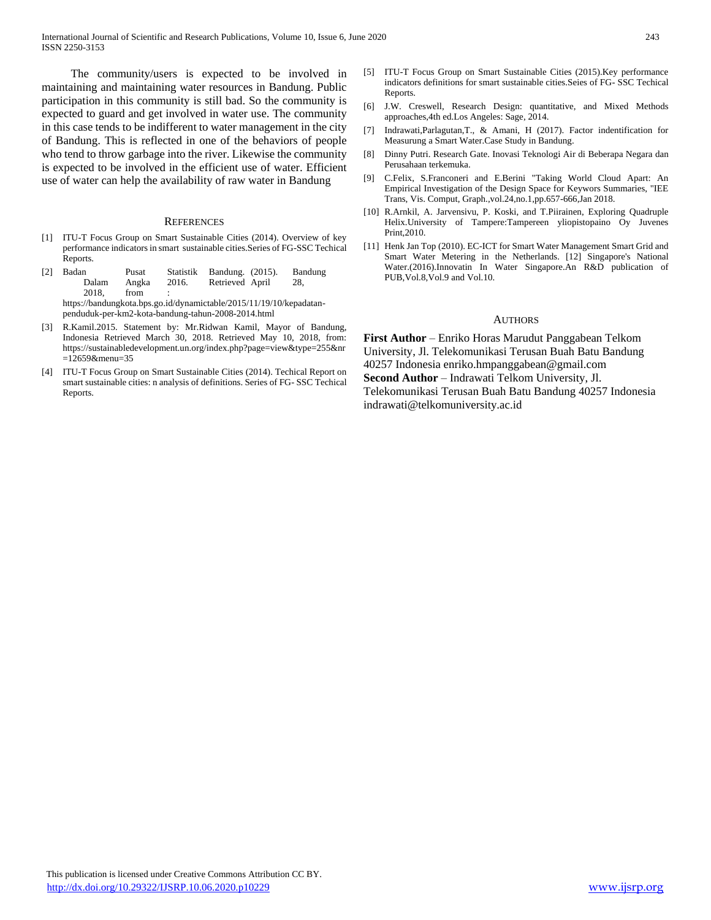The community/users is expected to be involved in maintaining and maintaining water resources in Bandung. Public participation in this community is still bad. So the community is expected to guard and get involved in water use. The community in this case tends to be indifferent to water management in the city of Bandung. This is reflected in one of the behaviors of people who tend to throw garbage into the river. Likewise the community is expected to be involved in the efficient use of water. Efficient use of water can help the availability of raw water in Bandung

## REFERENCES

[1] ITU-T Focus Group on Smart Sustainable Cities (2014). Overview of key performance indicators in smart sustainable cities.Series of FG-SSC Techical Reports.

[2] Badan Pusat Statistik Bandung. (2015). Bandung Dalam Angka 2016. Retrieved April 28, 2018, from : https://bandungkota.bps.go.id/dynamictable/2015/11/19/10/kepadatan-penduduk-per-km2-kota-bandung-tahun-2008-2014.html

[3] R.Kamil.2015. Statement by: Mr.Ridwan Kamil, Mayor of Bandung, Indonesia Retrieved March 30, 2018. Retrieved May 10, 2018, from: https://sustainabledevelopment.un.org/index.php?page=view&type=255&nr=12659&menu=35

[4] ITU-T Focus Group on Smart Sustainable Cities (2014). Techical Report on smart sustainable cities: n analysis of definitions. Series of FG- SSC Techical Reports.

[5] ITU-T Focus Group on Smart Sustainable Cities (2015).Key performance indicators definitions for smart sustainable cities.Seies of FG- SSC Techical Reports.

[6] J.W. Creswell, Research Design: quantitative, and Mixed Methods approaches,4th ed.Los Angeles: Sage, 2014.

[7] Indrawati,Parlagutan,T., & Amani, H (2017). Factor indentification for Measurung a Smart Water.Case Study in Bandung.

[8] Dinny Putri. Research Gate. Inovasi Teknologi Air di Beberapa Negara dan Perusahaan terkemuka.

[9] C.Felix, S.Franconeri and E.Berini "Taking World Cloud Apart: An Empirical Investigation of the Design Space for Keywors Summaries, "IEE Trans, Vis. Comput, Graph.,vol.24,no.1,pp.657-666,Jan 2018.

[10] R.Arnkil, A. Jarvensivu, P. Koski, and T.Piirainen, Exploring Quadruple Helix.University of Tampere:Tampereen yliopistopaino Oy Juvenes Print,2010.

[11] Henk Jan Top (2010). EC-ICT for Smart Water Management Smart Grid and Smart Water Metering in the Netherlands. [12] Singapore's National Water.(2016).Innovatin In Water Singapore.An R&D publication of PUB,Vol.8,Vol.9 and Vol.10.

## AUTHORS

**First Author** – Enriko Horas Marudut Panggabean Telkom University, Jl. Telekomunikasi Terusan Buah Batu Bandung 40257 Indonesia enriko.hmpanggabean@gmail.com

**Second Author** – Indrawati Telkom University, Jl. Telekomunikasi Terusan Buah Batu Bandung 40257 Indonesia indrawati@telkomuniversity.ac.id